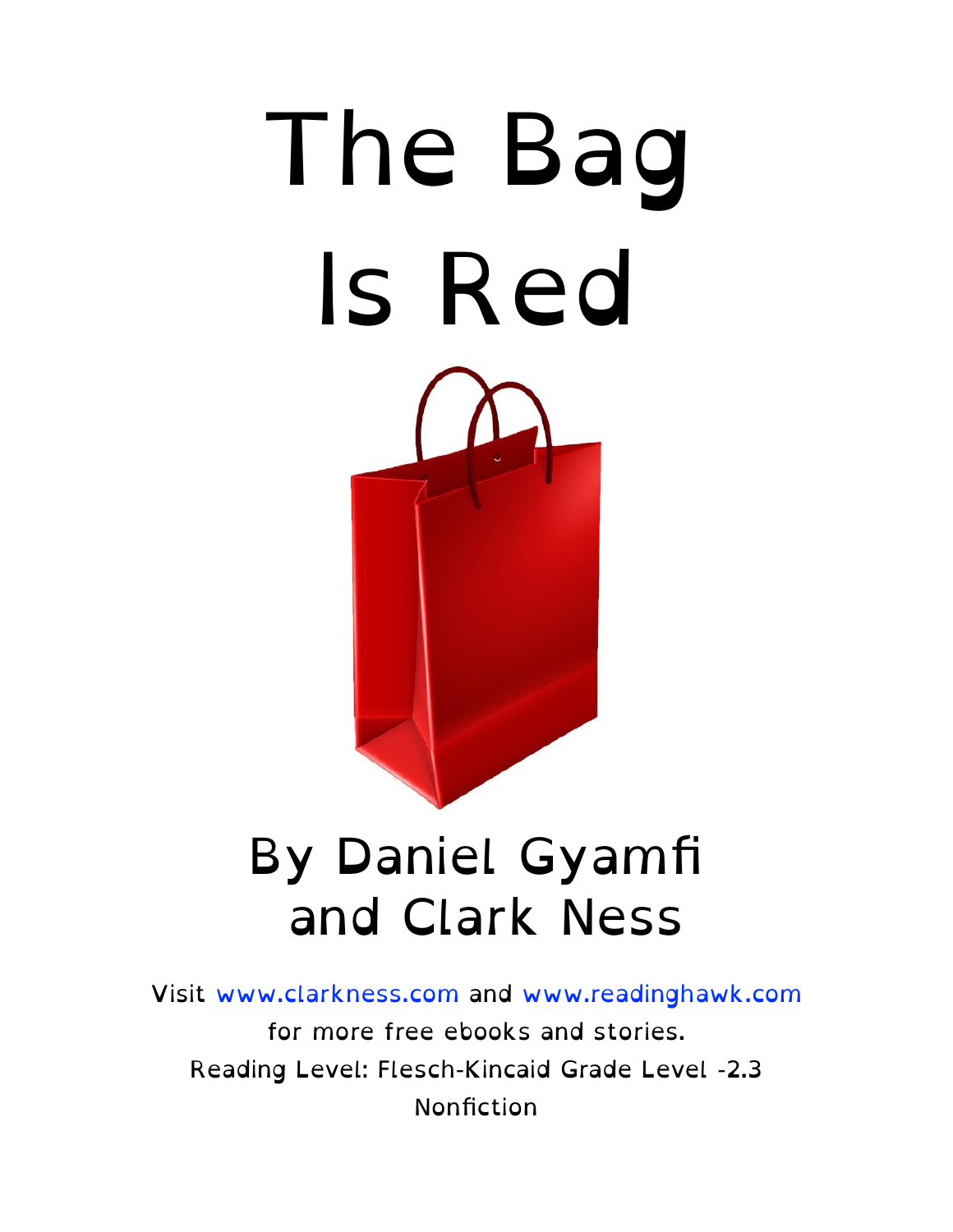# The Bag Is Red

## By Daniel Gyamfi and Clark Ness

Visit www.clarkness.com and www.readinghawk.com for more free ebooks and stories.

Reading Level: Flesch-Kincaid Grade Level -2.3

Nonfiction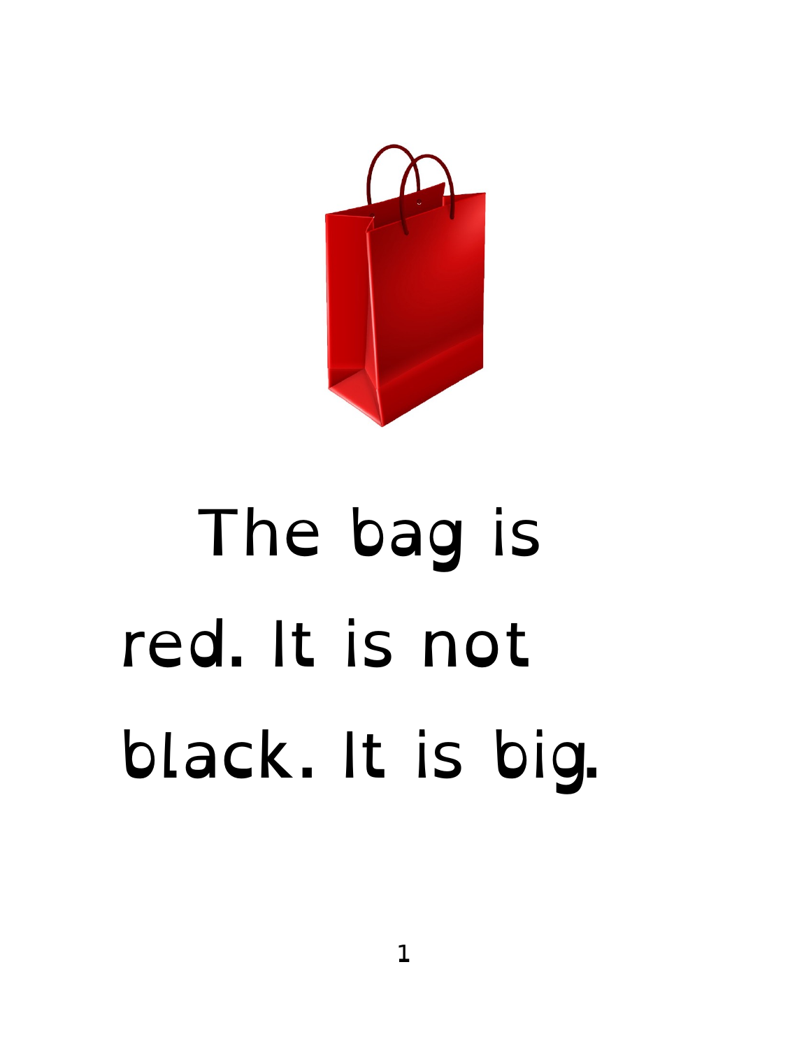The bag is red. It is not black. It is big.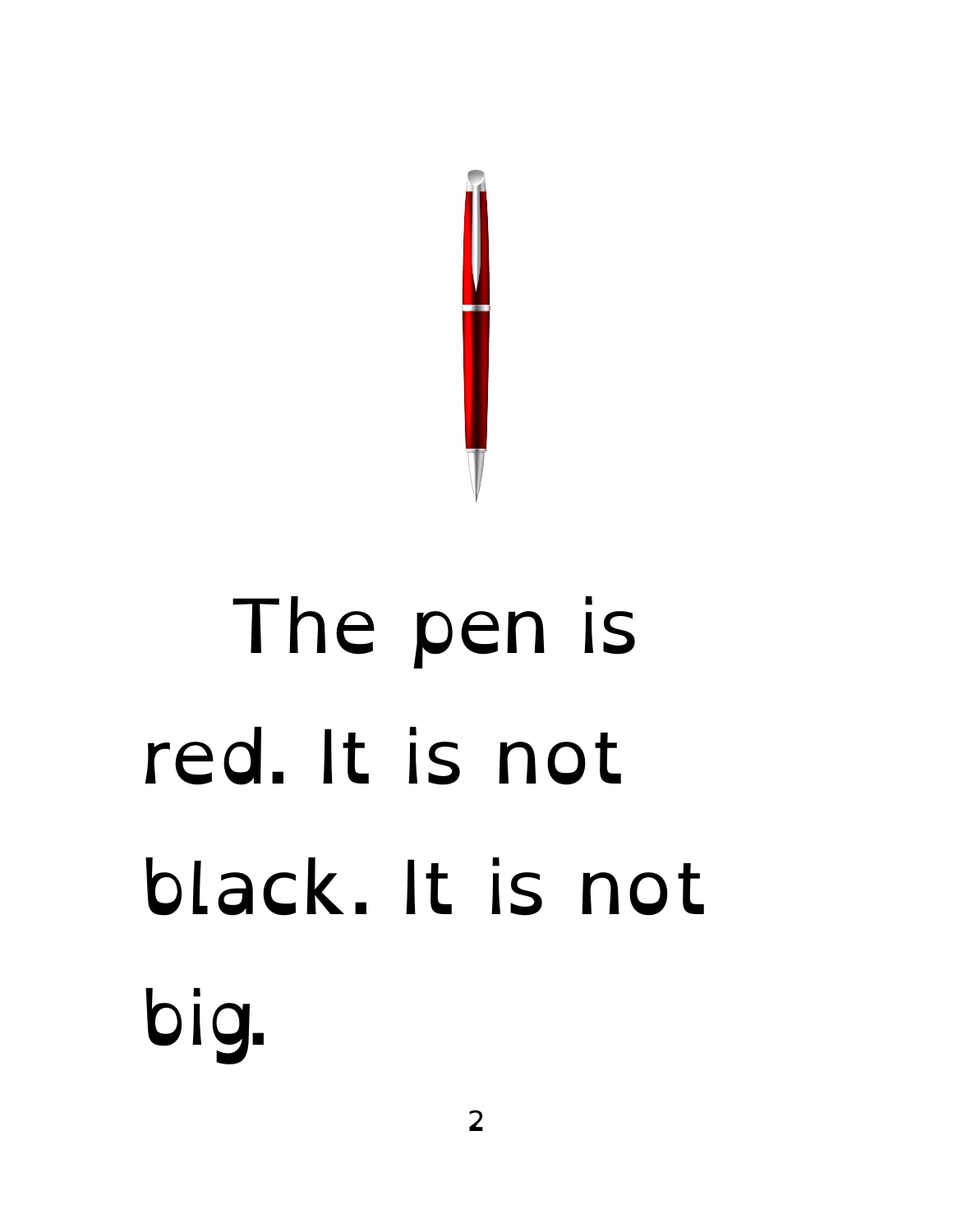The pen is red. It is not black. It is not big.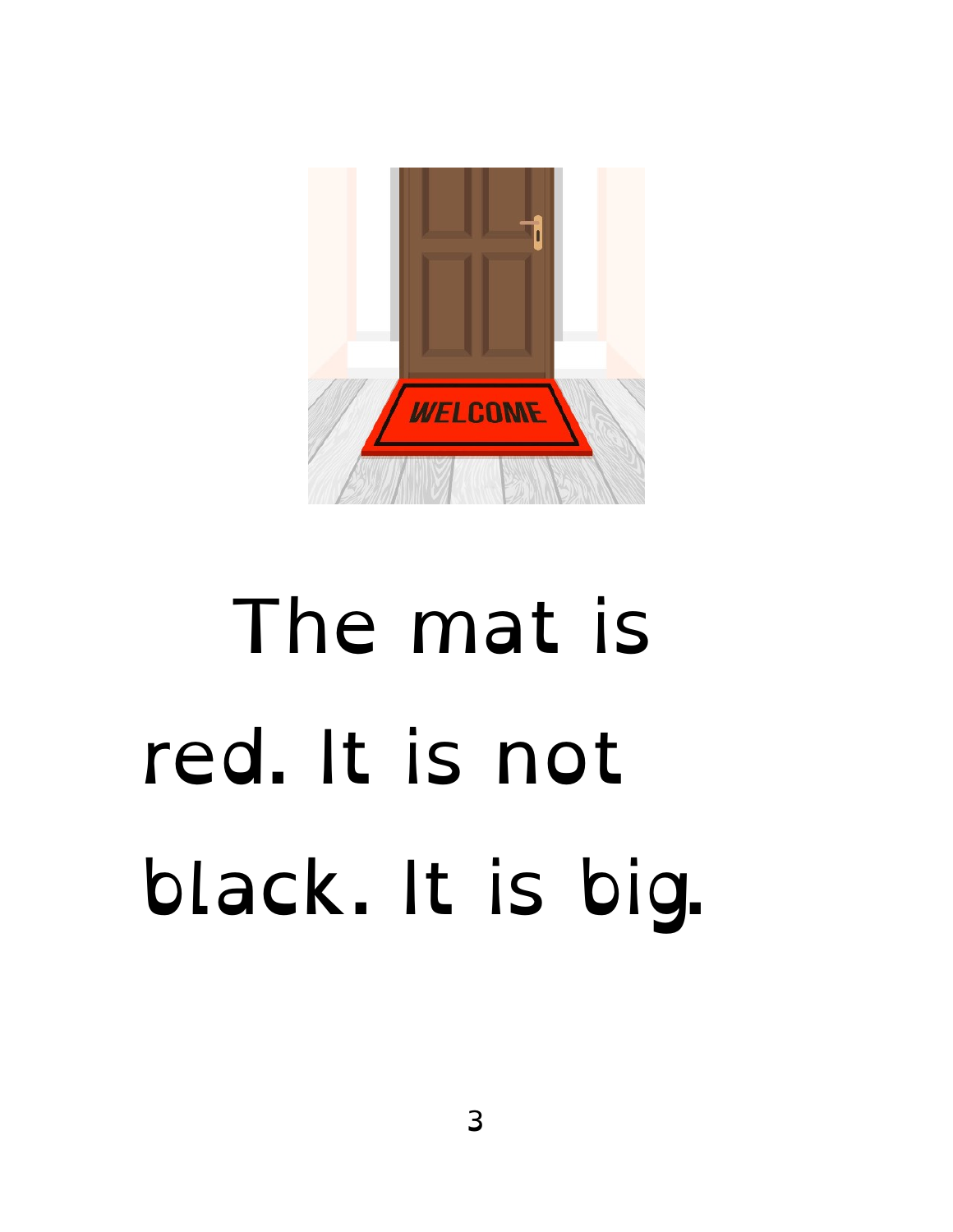The mat is red. It is not black. It is big.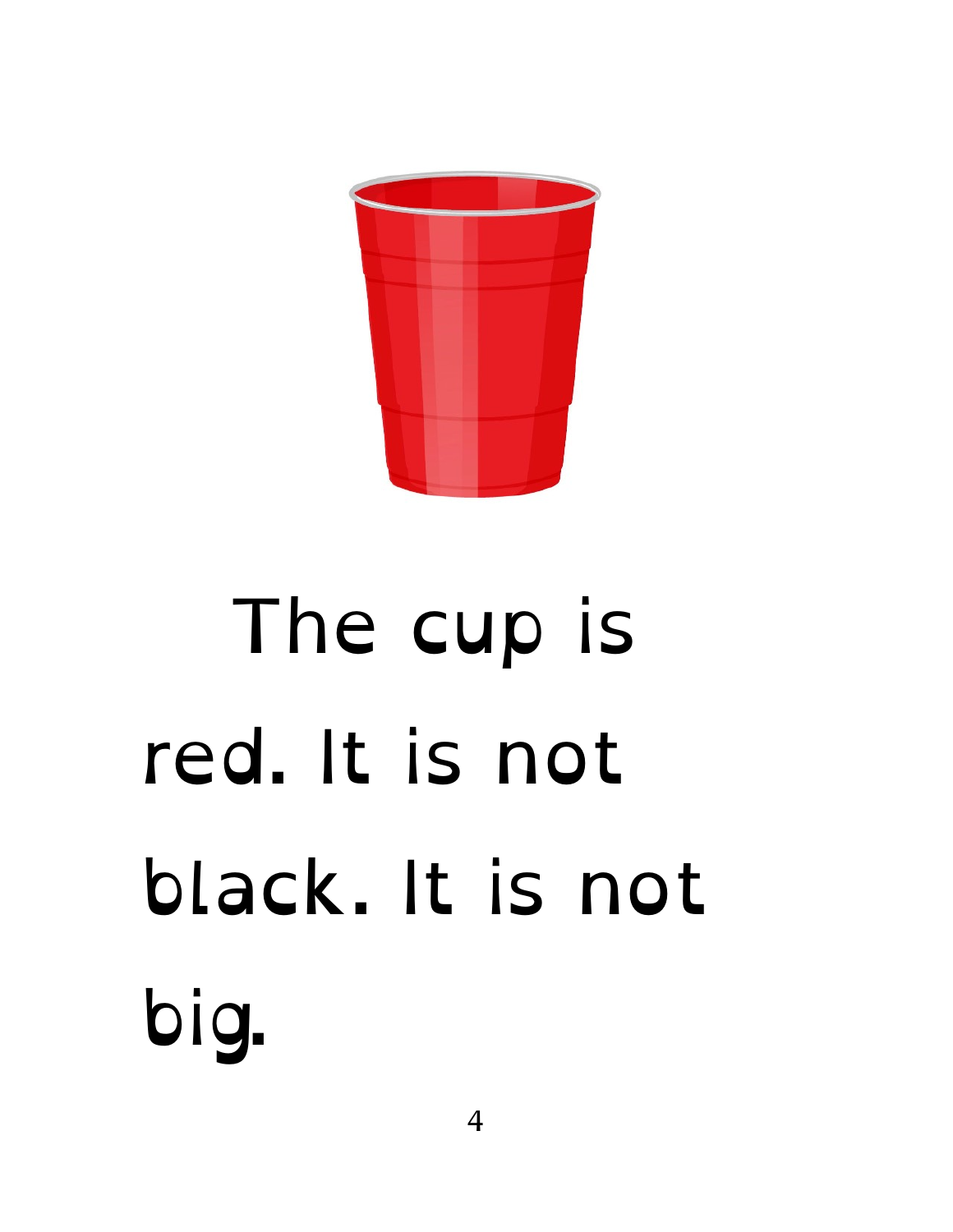The cup is red. It is not black. It is not big.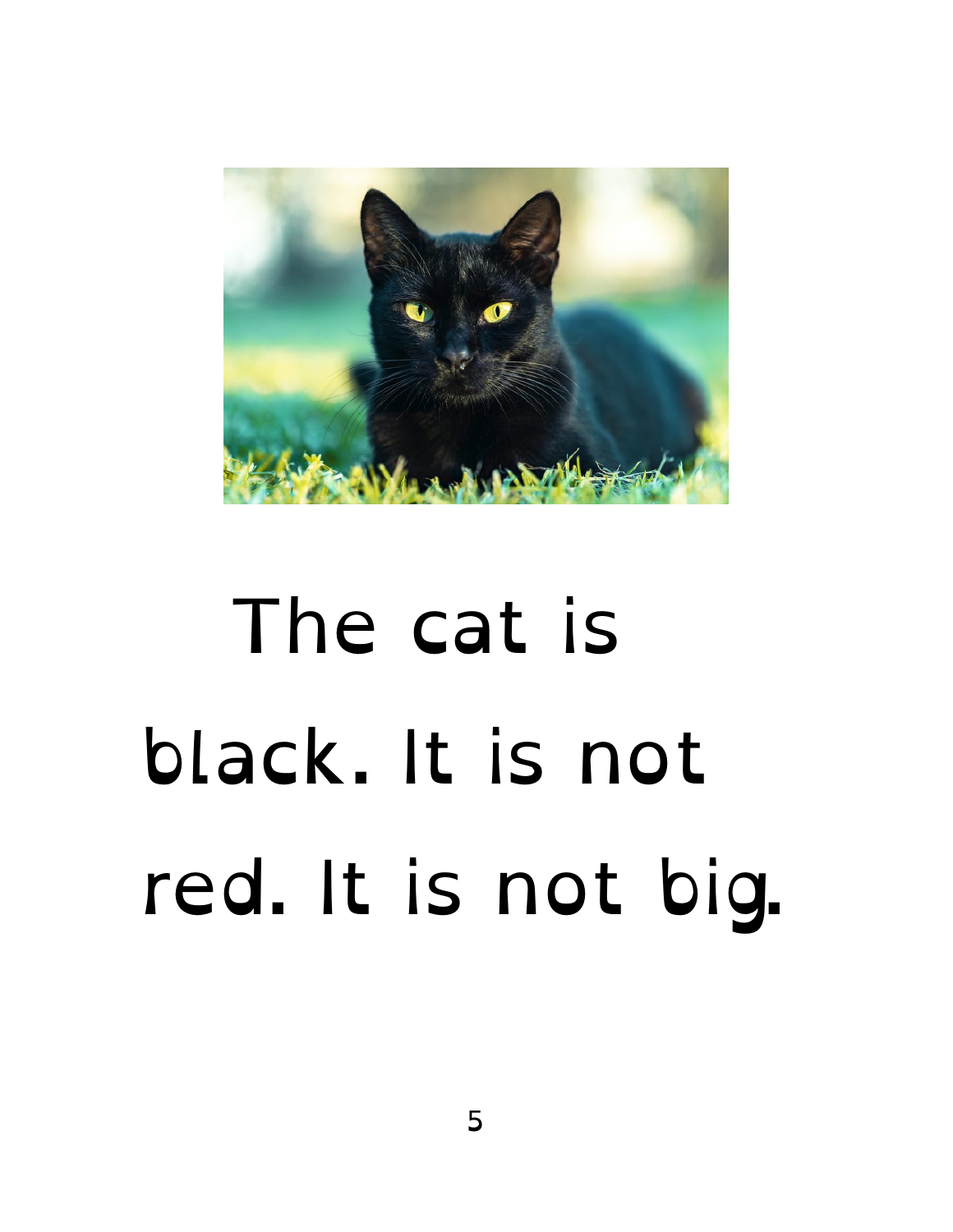The cat is black. It is not red. It is not big.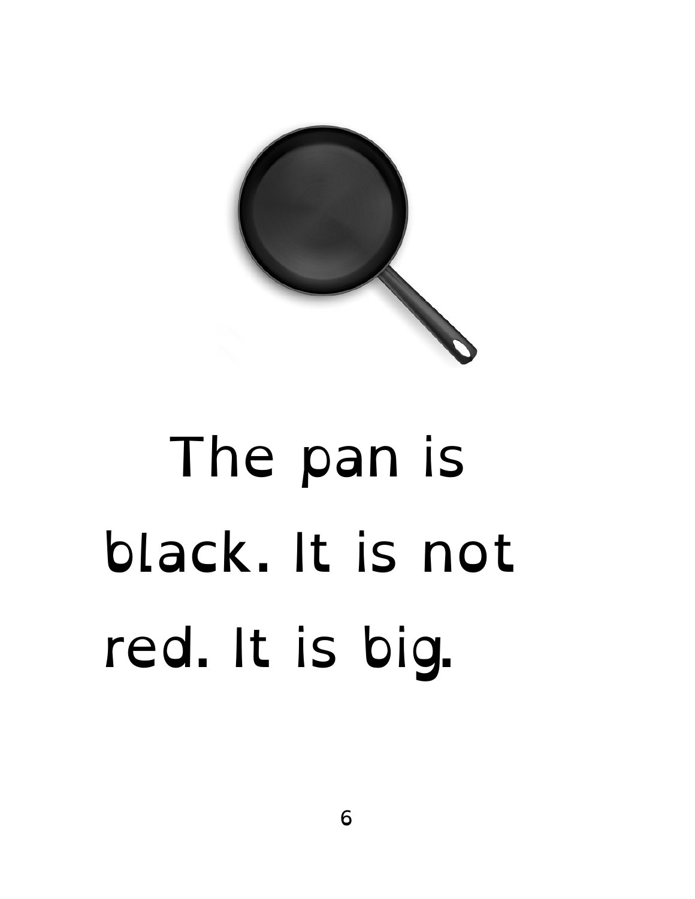The pan is black. It is not red. It is big.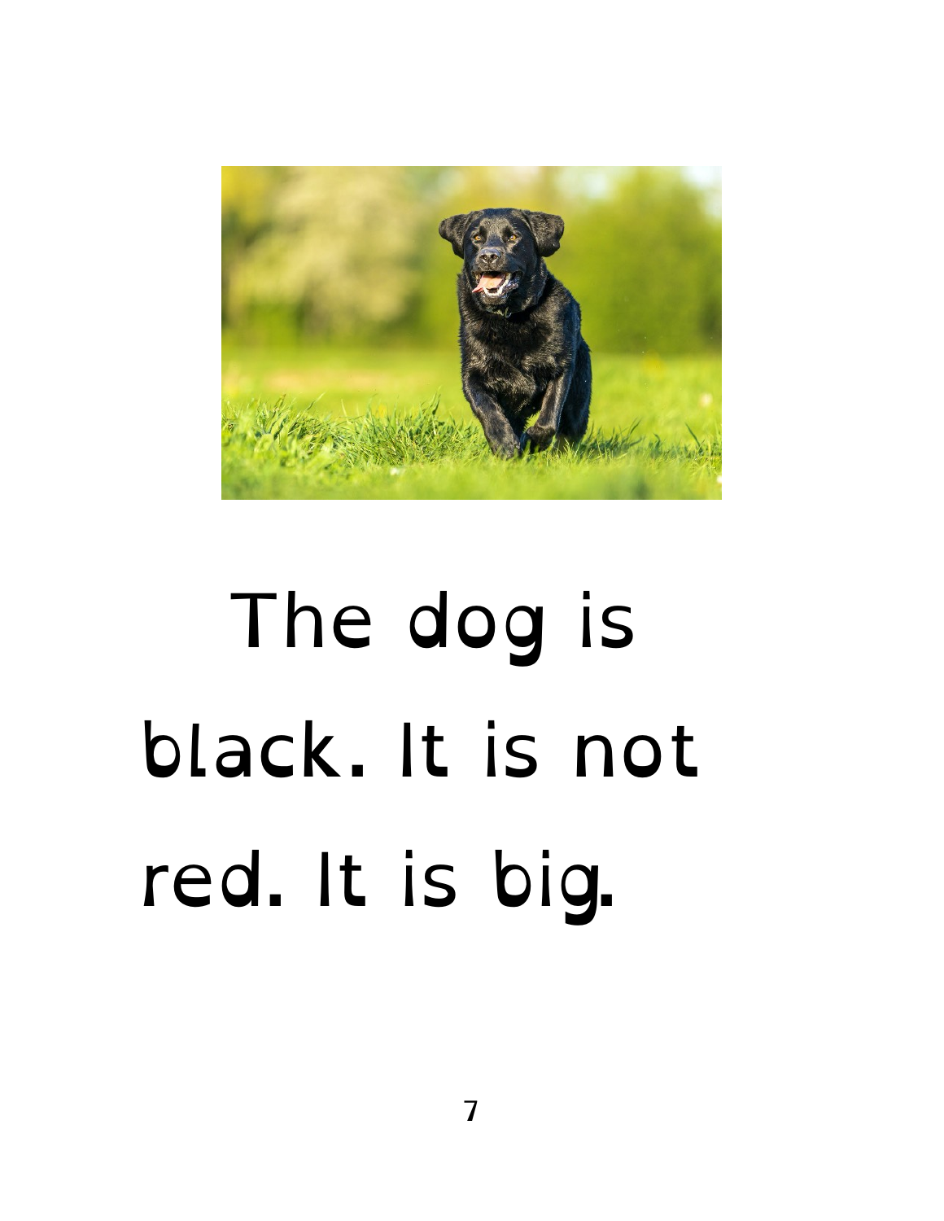The dog is black. It is not red. It is big.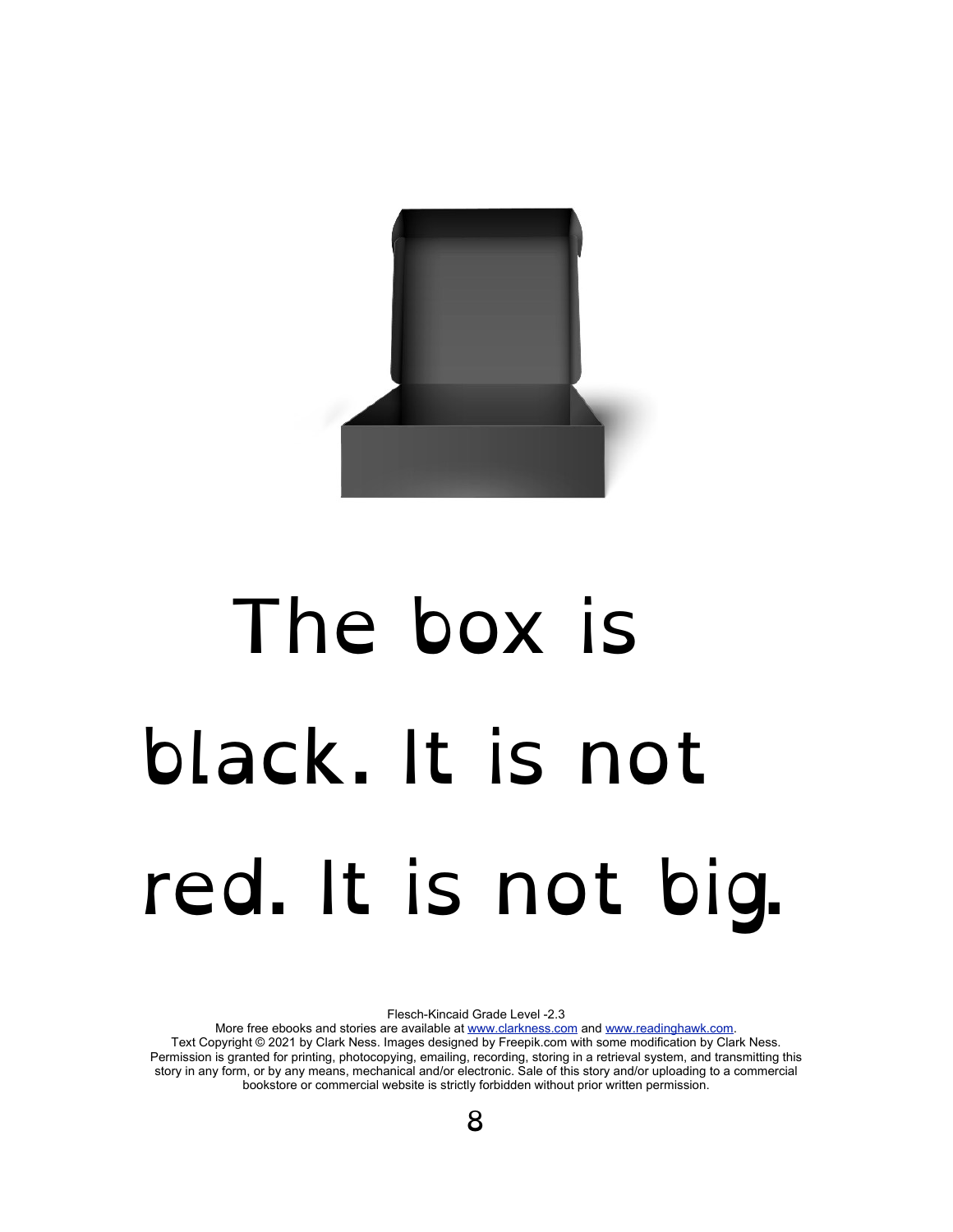The box is black. It is not red. It is not big.

Flesch-Kincaid Grade Level -2.3
More free ebooks and stories are available at www.clarkness.com and www.readinghawk.com.
Text Copyright © 2021 by Clark Ness. Images designed by Freepik.com with some modification by Clark Ness.
Permission is granted for printing, photocopying, emailing, recording, storing in a retrieval system, and transmitting this story in any form, or by any means, mechanical and/or electronic. Sale of this story and/or uploading to a commercial bookstore or commercial website is strictly forbidden without prior written permission.